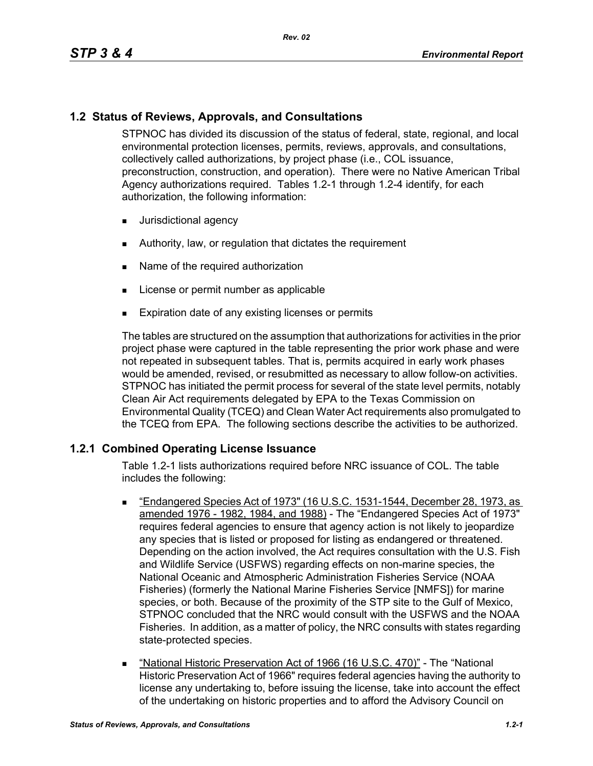## 1.2 Status of Reviews, Approvals, and Consultations

STPNOC has divided its discussion of the status of federal, state, regional, and local environmental protection licenses, permits, reviews, approvals, and consultations, collectively called authorizations, by project phase (i.e., COL issuance, preconstruction, construction, and operation). There were no Native American Tribal Agency authorizations required. Tables 1.2-1 through 1.2-4 identify, for each authorization, the following information:

- Jurisdictional agency
- Authority, law, or regulation that dictates the requirement
- Name of the required authorization
- License or permit number as applicable
- Expiration date of any existing licenses or permits

The tables are structured on the assumption that authorizations for activities in the prior project phase were captured in the table representing the prior work phase and were not repeated in subsequent tables. That is, permits acquired in early work phases would be amended, revised, or resubmitted as necessary to allow follow-on activities. STPNOC has initiated the permit process for several of the state level permits, notably Clean Air Act requirements delegated by EPA to the Texas Commission on Environmental Quality (TCEQ) and Clean Water Act requirements also promulgated to the TCEQ from EPA. The following sections describe the activities to be authorized.

### 1.2.1 Combined Operating License Issuance

Table 1.2-1 lists authorizations required before NRC issuance of COL. The table includes the following:

- <u>"Endangered Species Act of 1973" (16 U.S.C. 1531-1544, December 28, 1973, as amended 1976 - 1982, 1984, and 1988)</u> - The "Endangered Species Act of 1973" requires federal agencies to ensure that agency action is not likely to jeopardize any species that is listed or proposed for listing as endangered or threatened. Depending on the action involved, the Act requires consultation with the U.S. Fish and Wildlife Service (USFWS) regarding effects on non-marine species, the National Oceanic and Atmospheric Administration Fisheries Service (NOAA Fisheries) (formerly the National Marine Fisheries Service [NMFS]) for marine species, or both. Because of the proximity of the STP site to the Gulf of Mexico, STPNOC concluded that the NRC would consult with the USFWS and the NOAA Fisheries. In addition, as a matter of policy, the NRC consults with states regarding state-protected species.
- <u>"National Historic Preservation Act of 1966 (16 U.S.C. 470)"</u> - The "National Historic Preservation Act of 1966" requires federal agencies having the authority to license any undertaking to, before issuing the license, take into account the effect of the undertaking on historic properties and to afford the Advisory Council on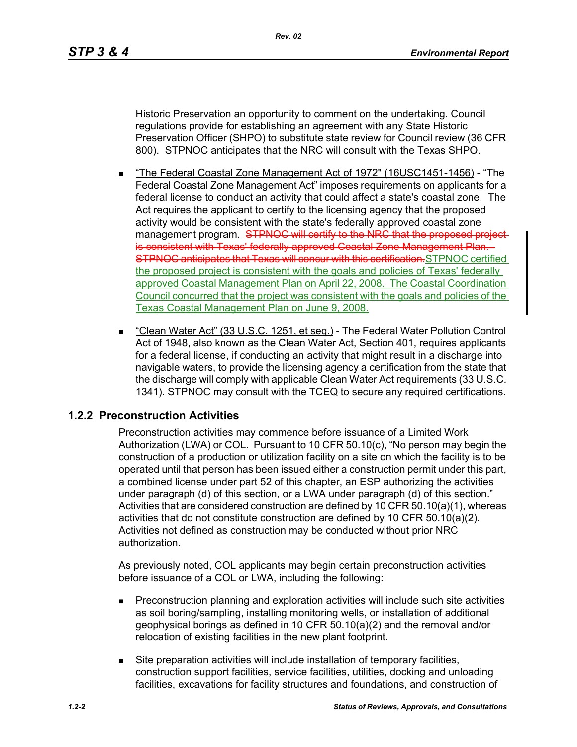Historic Preservation an opportunity to comment on the undertaking. Council regulations provide for establishing an agreement with any State Historic Preservation Officer (SHPO) to substitute state review for Council review (36 CFR 800). STPNOC anticipates that the NRC will consult with the Texas SHPO.

- "The Federal Coastal Zone Management Act of 1972" (16USC1451-1456) - "The Federal Coastal Zone Management Act" imposes requirements on applicants for a federal license to conduct an activity that could affect a state's coastal zone. The Act requires the applicant to certify to the licensing agency that the proposed activity would be consistent with the state's federally approved coastal zone management program. ~~STPNOC will certify to the NRC that the proposed project is consistent with Texas' federally approved Coastal Zone Management Plan. STPNOC anticipates that Texas will concur with this certification.~~STPNOC certified the proposed project is consistent with the goals and policies of Texas' federally approved Coastal Management Plan on April 22, 2008. The Coastal Coordination Council concurred that the project was consistent with the goals and policies of the Texas Coastal Management Plan on June 9, 2008.

- "Clean Water Act" (33 U.S.C. 1251, et seq.) - The Federal Water Pollution Control Act of 1948, also known as the Clean Water Act, Section 401, requires applicants for a federal license, if conducting an activity that might result in a discharge into navigable waters, to provide the licensing agency a certification from the state that the discharge will comply with applicable Clean Water Act requirements (33 U.S.C. 1341). STPNOC may consult with the TCEQ to secure any required certifications.

### 1.2.2 Preconstruction Activities

Preconstruction activities may commence before issuance of a Limited Work Authorization (LWA) or COL. Pursuant to 10 CFR 50.10(c), "No person may begin the construction of a production or utilization facility on a site on which the facility is to be operated until that person has been issued either a construction permit under this part, a combined license under part 52 of this chapter, an ESP authorizing the activities under paragraph (d) of this section, or a LWA under paragraph (d) of this section." Activities that are considered construction are defined by 10 CFR 50.10(a)(1), whereas activities that do not constitute construction are defined by 10 CFR 50.10(a)(2). Activities not defined as construction may be conducted without prior NRC authorization.

As previously noted, COL applicants may begin certain preconstruction activities before issuance of a COL or LWA, including the following:

- Preconstruction planning and exploration activities will include such site activities as soil boring/sampling, installing monitoring wells, or installation of additional geophysical borings as defined in 10 CFR 50.10(a)(2) and the removal and/or relocation of existing facilities in the new plant footprint.

- Site preparation activities will include installation of temporary facilities, construction support facilities, service facilities, utilities, docking and unloading facilities, excavations for facility structures and foundations, and construction of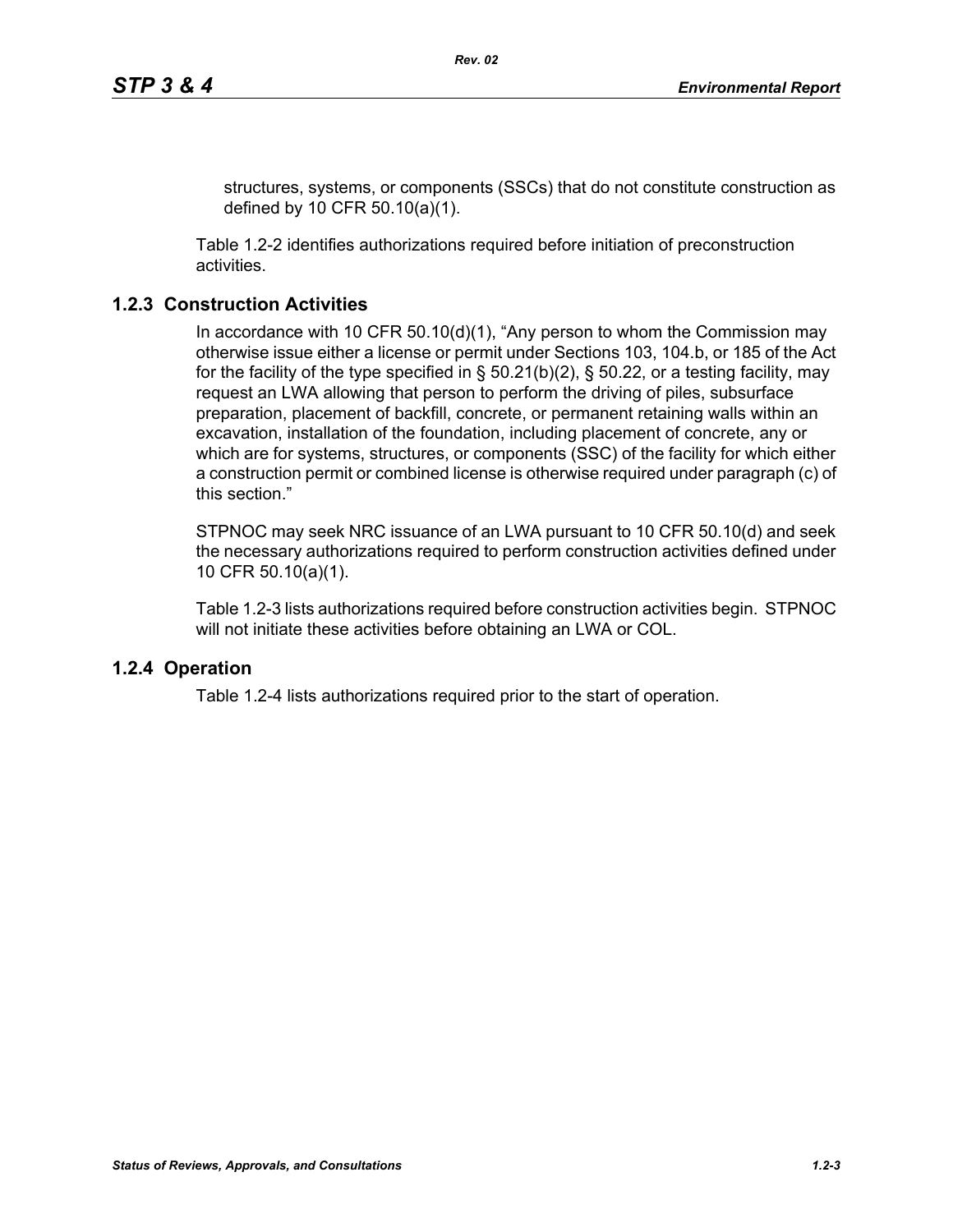structures, systems, or components (SSCs) that do not constitute construction as defined by 10 CFR 50.10(a)(1).

Table 1.2-2 identifies authorizations required before initiation of preconstruction activities.

### 1.2.3 Construction Activities

In accordance with 10 CFR 50.10(d)(1), "Any person to whom the Commission may otherwise issue either a license or permit under Sections 103, 104.b, or 185 of the Act for the facility of the type specified in § 50.21(b)(2), § 50.22, or a testing facility, may request an LWA allowing that person to perform the driving of piles, subsurface preparation, placement of backfill, concrete, or permanent retaining walls within an excavation, installation of the foundation, including placement of concrete, any or which are for systems, structures, or components (SSC) of the facility for which either a construction permit or combined license is otherwise required under paragraph (c) of this section."

STPNOC may seek NRC issuance of an LWA pursuant to 10 CFR 50.10(d) and seek the necessary authorizations required to perform construction activities defined under 10 CFR 50.10(a)(1).

Table 1.2-3 lists authorizations required before construction activities begin. STPNOC will not initiate these activities before obtaining an LWA or COL.

### 1.2.4 Operation

Table 1.2-4 lists authorizations required prior to the start of operation.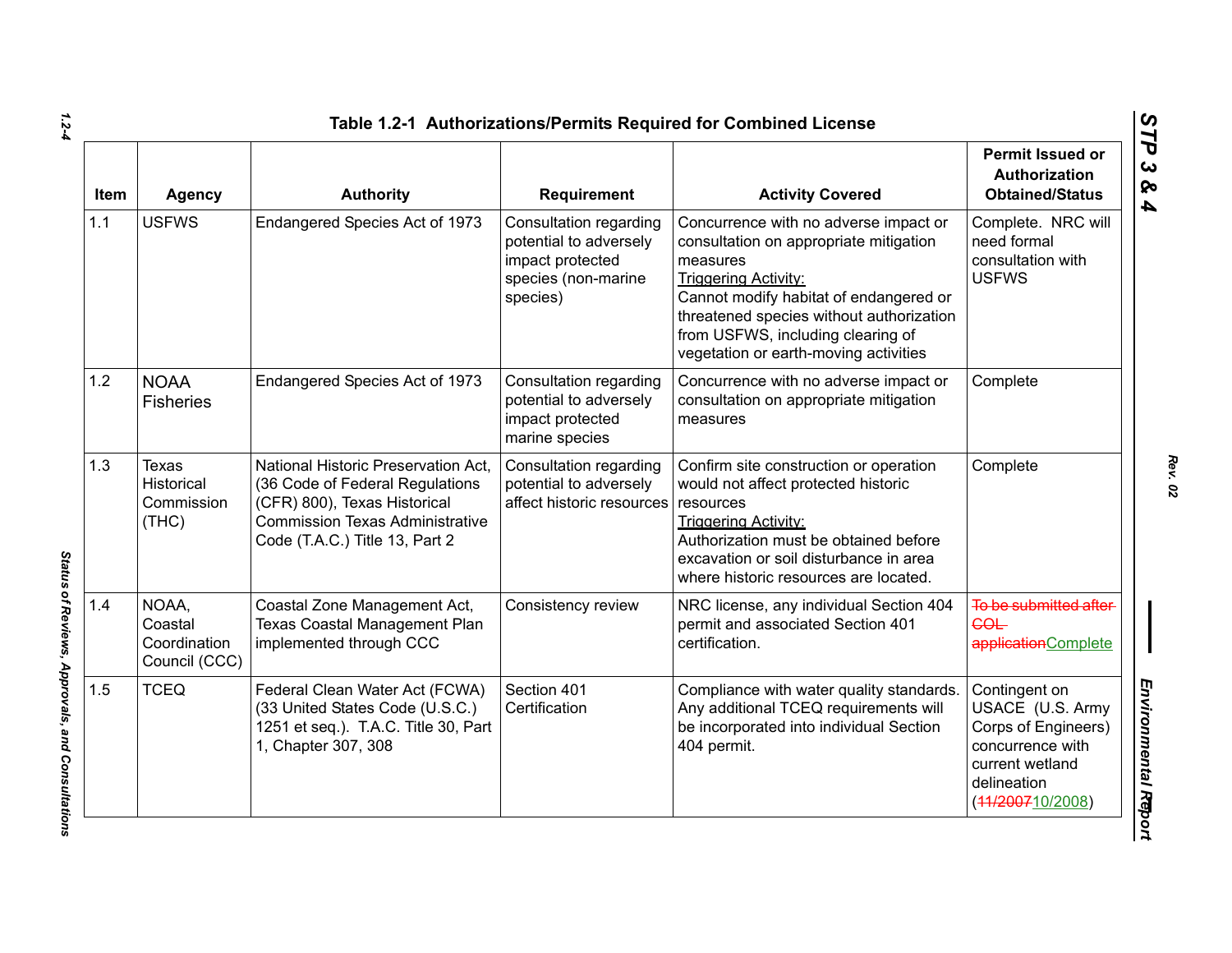**Table 1.2-1 Authorizations/Permits Required for Combined License**

| Item | Agency | Authority | Requirement | Activity Covered | Permit Issued or Authorization Obtained/Status |
|---|---|---|---|---|---|
| 1.1 | USFWS | Endangered Species Act of 1973 | Consultation regarding potential to adversely impact protected species (non-marine species) | Concurrence with no adverse impact or consultation on appropriate mitigation measures<br>Triggering Activity:<br>Cannot modify habitat of endangered or threatened species without authorization from USFWS, including clearing of vegetation or earth-moving activities | Complete. NRC will need formal consultation with USFWS |
| 1.2 | NOAA Fisheries | Endangered Species Act of 1973 | Consultation regarding potential to adversely impact protected marine species | Concurrence with no adverse impact or consultation on appropriate mitigation measures | Complete |
| 1.3 | Texas Historical Commission (THC) | National Historic Preservation Act, (36 Code of Federal Regulations (CFR) 800), Texas Historical Commission Texas Administrative Code (T.A.C.) Title 13, Part 2 | Consultation regarding potential to adversely affect historic resources | Confirm site construction or operation would not affect protected historic resources<br>Triggering Activity:<br>Authorization must be obtained before excavation or soil disturbance in area where historic resources are located. | Complete |
| 1.4 | NOAA, Coastal Coordination Council (CCC) | Coastal Zone Management Act, Texas Coastal Management Plan implemented through CCC | Consistency review | NRC license, any individual Section 404 permit and associated Section 401 certification. | ~~To be submitted after COL application~~Complete |
| 1.5 | TCEQ | Federal Clean Water Act (FCWA) (33 United States Code (U.S.C.) 1251 et seq.). T.A.C. Title 30, Part 1, Chapter 307, 308 | Section 401 Certification | Compliance with water quality standards. Any additional TCEQ requirements will be incorporated into individual Section 404 permit. | Contingent on USACE (U.S. Army Corps of Engineers) concurrence with current wetland delineation (~~11/2007~~10/2008) |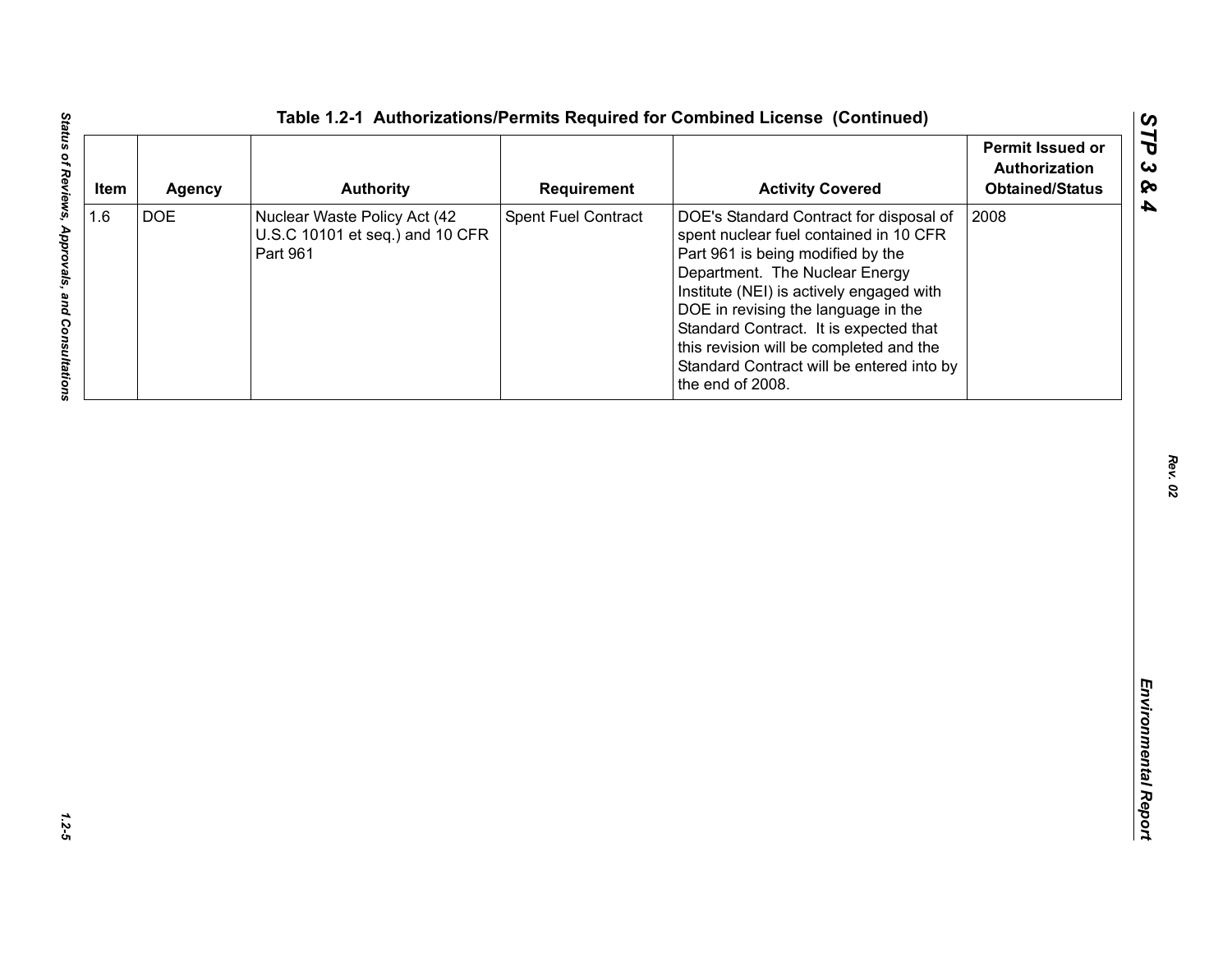**Table 1.2-1 Authorizations/Permits Required for Combined License (Continued)**

| Item | Agency | Authority | Requirement | Activity Covered | Permit Issued or Authorization Obtained/Status |
|---|---|---|---|---|---|
| 1.6 | DOE | Nuclear Waste Policy Act (42 U.S.C 10101 et seq.) and 10 CFR Part 961 | Spent Fuel Contract | DOE's Standard Contract for disposal of spent nuclear fuel contained in 10 CFR Part 961 is being modified by the Department. The Nuclear Energy Institute (NEI) is actively engaged with DOE in revising the language in the Standard Contract. It is expected that this revision will be completed and the Standard Contract will be entered into by the end of 2008. | 2008 |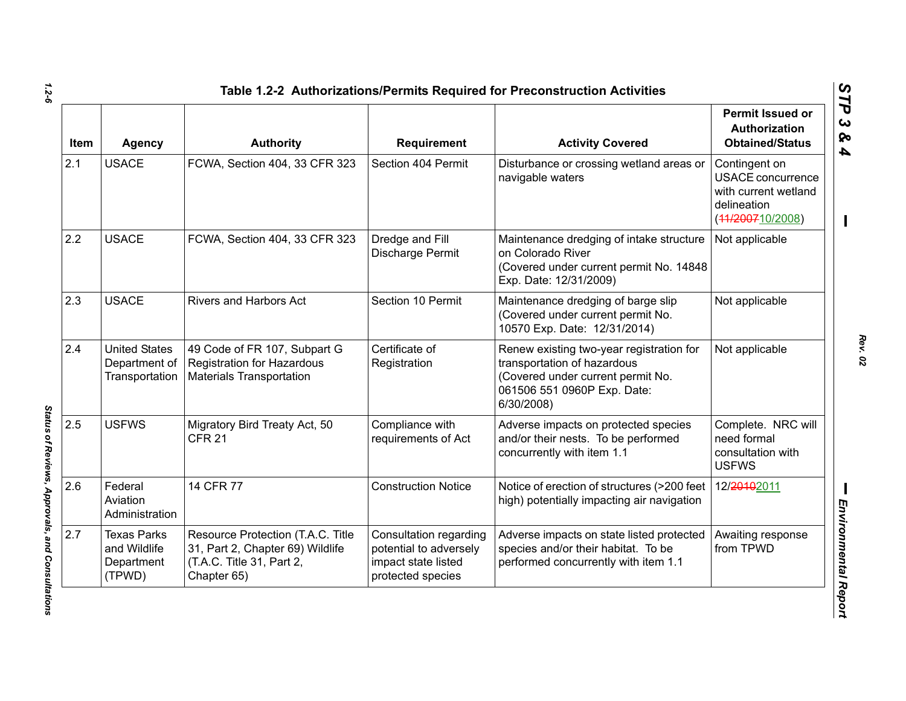**Table 1.2-2 Authorizations/Permits Required for Preconstruction Activities**

| Item | Agency | Authority | Requirement | Activity Covered | Permit Issued or Authorization Obtained/Status |
|---|---|---|---|---|---|
| 2.1 | USACE | FCWA, Section 404, 33 CFR 323 | Section 404 Permit | Disturbance or crossing wetland areas or navigable waters | Contingent on USACE concurrence with current wetland delineation (~~11/2007~~10/2008) |
| 2.2 | USACE | FCWA, Section 404, 33 CFR 323 | Dredge and Fill Discharge Permit | Maintenance dredging of intake structure on Colorado River (Covered under current permit No. 14848 Exp. Date: 12/31/2009) | Not applicable |
| 2.3 | USACE | Rivers and Harbors Act | Section 10 Permit | Maintenance dredging of barge slip (Covered under current permit No. 10570 Exp. Date: 12/31/2014) | Not applicable |
| 2.4 | United States Department of Transportation | 49 Code of FR 107, Subpart G Registration for Hazardous Materials Transportation | Certificate of Registration | Renew existing two-year registration for transportation of hazardous (Covered under current permit No. 061506 551 0960P Exp. Date: 6/30/2008) | Not applicable |
| 2.5 | USFWS | Migratory Bird Treaty Act, 50 CFR 21 | Compliance with requirements of Act | Adverse impacts on protected species and/or their nests. To be performed concurrently with item 1.1 | Complete. NRC will need formal consultation with USFWS |
| 2.6 | Federal Aviation Administration | 14 CFR 77 | Construction Notice | Notice of erection of structures (>200 feet high) potentially impacting air navigation | 12/~~2010~~2011 |
| 2.7 | Texas Parks and Wildlife Department (TPWD) | Resource Protection (T.A.C. Title 31, Part 2, Chapter 69) Wildlife (T.A.C. Title 31, Part 2, Chapter 65) | Consultation regarding potential to adversely impact state listed protected species | Adverse impacts on state listed protected species and/or their habitat. To be performed concurrently with item 1.1 | Awaiting response from TPWD |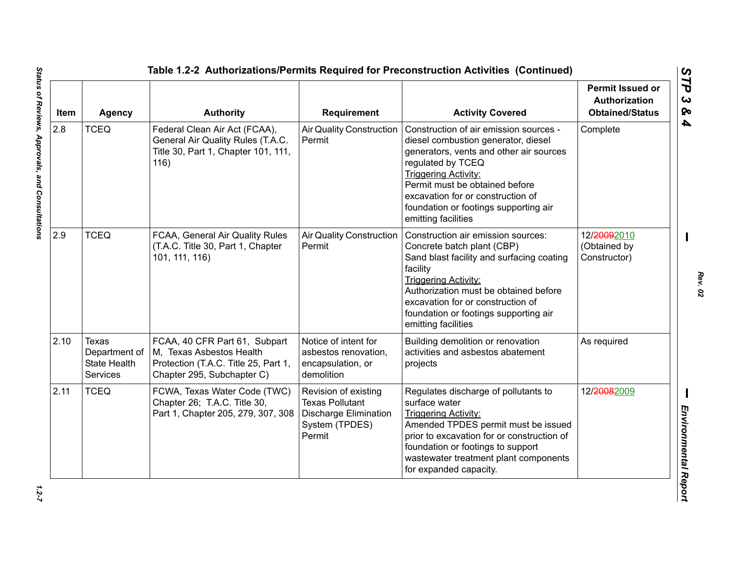# Table 1.2-2 Authorizations/Permits Required for Preconstruction Activities (Continued)

| Item | Agency | Authority | Requirement | Activity Covered | Permit Issued or Authorization Obtained/Status |
|---|---|---|---|---|---|
| 2.8 | TCEQ | Federal Clean Air Act (FCAA), General Air Quality Rules (T.A.C. Title 30, Part 1, Chapter 101, 111, 116) | Air Quality Construction Permit | Construction of air emission sources - diesel combustion generator, diesel generators, vents and other air sources regulated by TCEQ<br>Triggering Activity:<br>Permit must be obtained before excavation for or construction of foundation or footings supporting air emitting facilities | Complete |
| 2.9 | TCEQ | FCAA, General Air Quality Rules (T.A.C. Title 30, Part 1, Chapter 101, 111, 116) | Air Quality Construction Permit | Construction air emission sources:<br>Concrete batch plant (CBP)<br>Sand blast facility and surfacing coating facility<br>Triggering Activity:<br>Authorization must be obtained before excavation for or construction of foundation or footings supporting air emitting facilities | 12/~~2009~~2010 (Obtained by Constructor) |
| 2.10 | Texas Department of State Health Services | FCAA, 40 CFR Part 61, Subpart M, Texas Asbestos Health Protection (T.A.C. Title 25, Part 1, Chapter 295, Subchapter C) | Notice of intent for asbestos renovation, encapsulation, or demolition | Building demolition or renovation activities and asbestos abatement projects | As required |
| 2.11 | TCEQ | FCWA, Texas Water Code (TWC) Chapter 26; T.A.C. Title 30, Part 1, Chapter 205, 279, 307, 308 | Revision of existing Texas Pollutant Discharge Elimination System (TPDES) Permit | Regulates discharge of pollutants to surface water<br>Triggering Activity:<br>Amended TPDES permit must be issued prior to excavation for or construction of foundation or footings to support wastewater treatment plant components for expanded capacity. | 12/~~2008~~2009 |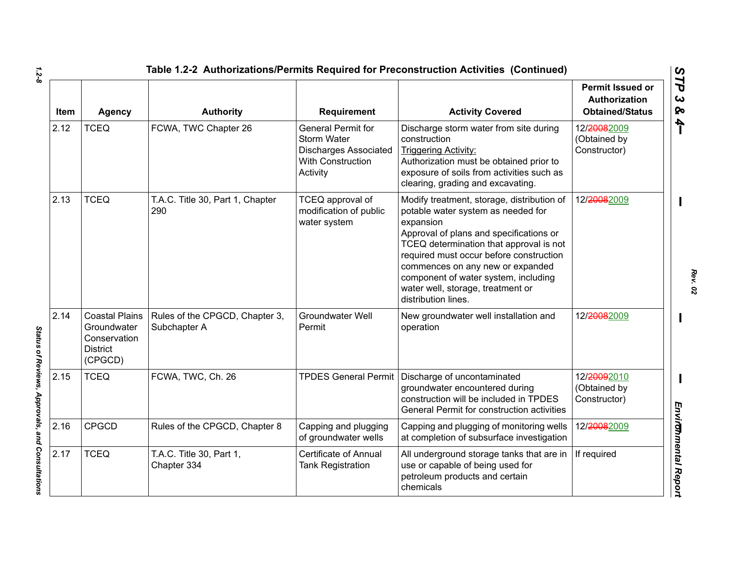**Table 1.2-2 Authorizations/Permits Required for Preconstruction Activities (Continued)**

| Item | Agency | Authority | Requirement | Activity Covered | Permit Issued or Authorization Obtained/Status |
|---|---|---|---|---|---|
| 2.12 | TCEQ | FCWA, TWC Chapter 26 | General Permit for Storm Water Discharges Associated With Construction Activity | Discharge storm water from site during construction<br>Triggering Activity:<br>Authorization must be obtained prior to exposure of soils from activities such as clearing, grading and excavating. | 12/~~2008~~2009 (Obtained by Constructor) |
| 2.13 | TCEQ | T.A.C. Title 30, Part 1, Chapter 290 | TCEQ approval of modification of public water system | Modify treatment, storage, distribution of potable water system as needed for expansion<br>Approval of plans and specifications or TCEQ determination that approval is not required must occur before construction commences on any new or expanded component of water system, including water well, storage, treatment or distribution lines. | 12/~~2008~~2009 |
| 2.14 | Coastal Plains Groundwater Conservation District (CPGCD) | Rules of the CPGCD, Chapter 3, Subchapter A | Groundwater Well Permit | New groundwater well installation and operation | 12/~~2008~~2009 |
| 2.15 | TCEQ | FCWA, TWC, Ch. 26 | TPDES General Permit | Discharge of uncontaminated groundwater encountered during construction will be included in TPDES General Permit for construction activities | 12/~~2009~~2010 (Obtained by Constructor) |
| 2.16 | CPGCD | Rules of the CPGCD, Chapter 8 | Capping and plugging of groundwater wells | Capping and plugging of monitoring wells at completion of subsurface investigation | 12/~~2008~~2009 |
| 2.17 | TCEQ | T.A.C. Title 30, Part 1, Chapter 334 | Certificate of Annual Tank Registration | All underground storage tanks that are in use or capable of being used for petroleum products and certain chemicals | If required |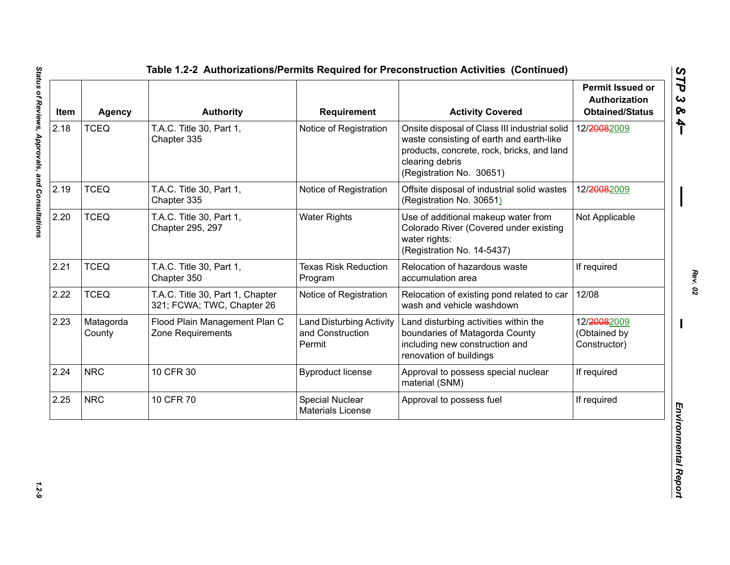# Table 1.2-2 Authorizations/Permits Required for Preconstruction Activities (Continued)

| Item | Agency | Authority | Requirement | Activity Covered | Permit Issued or Authorization Obtained/Status |
|---|---|---|---|---|---|
| 2.18 | TCEQ | T.A.C. Title 30, Part 1, Chapter 335 | Notice of Registration | Onsite disposal of Class III industrial solid waste consisting of earth and earth-like products, concrete, rock, bricks, and land clearing debris (Registration No. 30651) | 12/~~2008~~2009 |
| 2.19 | TCEQ | T.A.C. Title 30, Part 1, Chapter 335 | Notice of Registration | Offsite disposal of industrial solid wastes (Registration No. 30651) | 12/~~2008~~2009 |
| 2.20 | TCEQ | T.A.C. Title 30, Part 1, Chapter 295, 297 | Water Rights | Use of additional makeup water from Colorado River (Covered under existing water rights: (Registration No. 14-5437) | Not Applicable |
| 2.21 | TCEQ | T.A.C. Title 30, Part 1, Chapter 350 | Texas Risk Reduction Program | Relocation of hazardous waste accumulation area | If required |
| 2.22 | TCEQ | T.A.C. Title 30, Part 1, Chapter 321; FCWA; TWC, Chapter 26 | Notice of Registration | Relocation of existing pond related to car wash and vehicle washdown | 12/08 |
| 2.23 | Matagorda County | Flood Plain Management Plan C Zone Requirements | Land Disturbing Activity and Construction Permit | Land disturbing activities within the boundaries of Matagorda County including new construction and renovation of buildings | 12/~~2008~~2009 (Obtained by Constructor) |
| 2.24 | NRC | 10 CFR 30 | Byproduct license | Approval to possess special nuclear material (SNM) | If required |
| 2.25 | NRC | 10 CFR 70 | Special Nuclear Materials License | Approval to possess fuel | If required |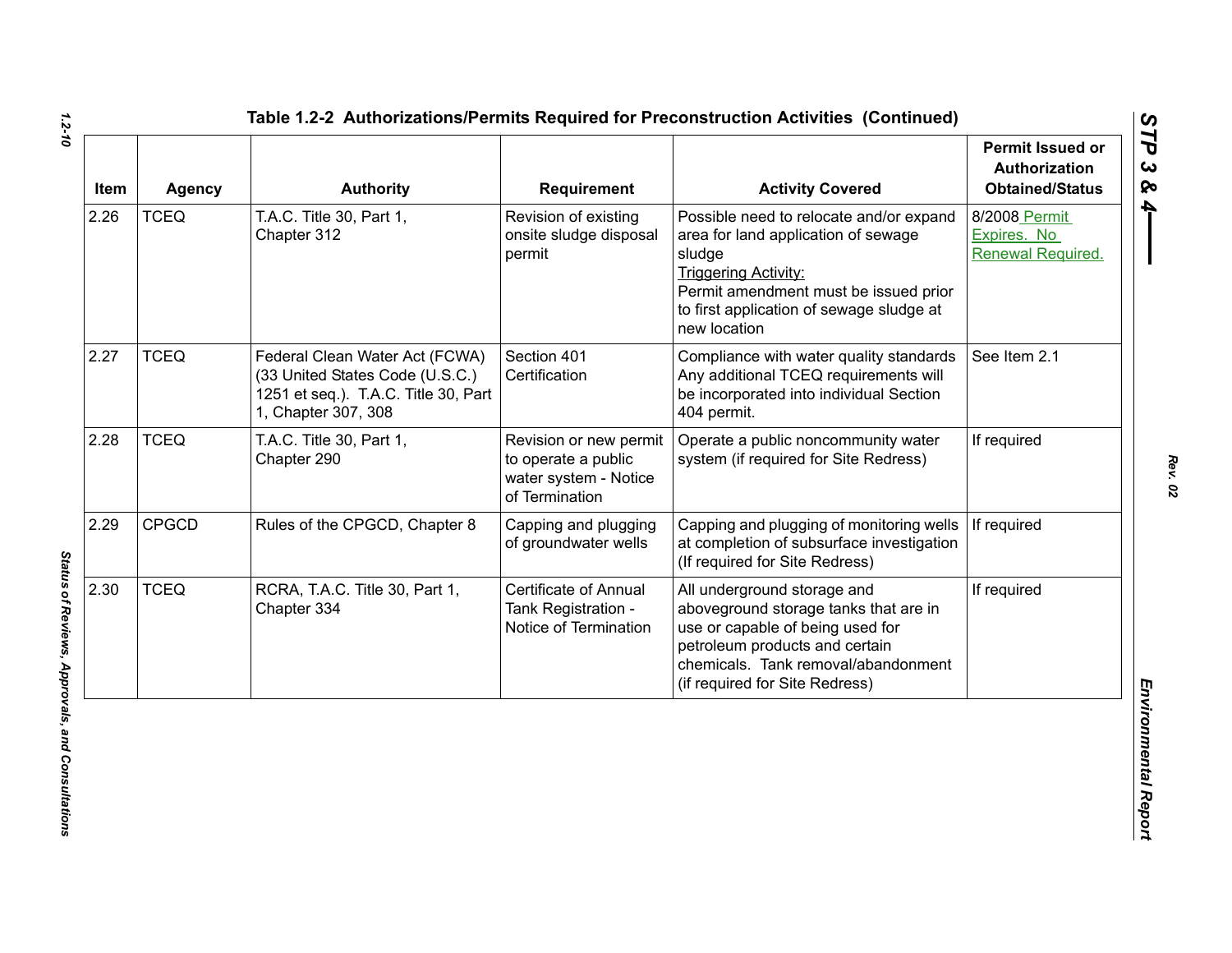## Table 1.2-2 Authorizations/Permits Required for Preconstruction Activities (Continued)

| Item | Agency | Authority | Requirement | Activity Covered | Permit Issued or Authorization Obtained/Status |
|---|---|---|---|---|---|
| 2.26 | TCEQ | T.A.C. Title 30, Part 1, Chapter 312 | Revision of existing onsite sludge disposal permit | Possible need to relocate and/or expand area for land application of sewage sludge<br>Triggering Activity:<br>Permit amendment must be issued prior to first application of sewage sludge at new location | 8/2008 Permit Expires. No Renewal Required. |
| 2.27 | TCEQ | Federal Clean Water Act (FCWA) (33 United States Code (U.S.C.) 1251 et seq.). T.A.C. Title 30, Part 1, Chapter 307, 308 | Section 401 Certification | Compliance with water quality standards Any additional TCEQ requirements will be incorporated into individual Section 404 permit. | See Item 2.1 |
| 2.28 | TCEQ | T.A.C. Title 30, Part 1, Chapter 290 | Revision or new permit to operate a public water system - Notice of Termination | Operate a public noncommunity water system (if required for Site Redress) | If required |
| 2.29 | CPGCD | Rules of the CPGCD, Chapter 8 | Capping and plugging of groundwater wells | Capping and plugging of monitoring wells at completion of subsurface investigation (If required for Site Redress) | If required |
| 2.30 | TCEQ | RCRA, T.A.C. Title 30, Part 1, Chapter 334 | Certificate of Annual Tank Registration - Notice of Termination | All underground storage and aboveground storage tanks that are in use or capable of being used for petroleum products and certain chemicals. Tank removal/abandonment (if required for Site Redress) | If required |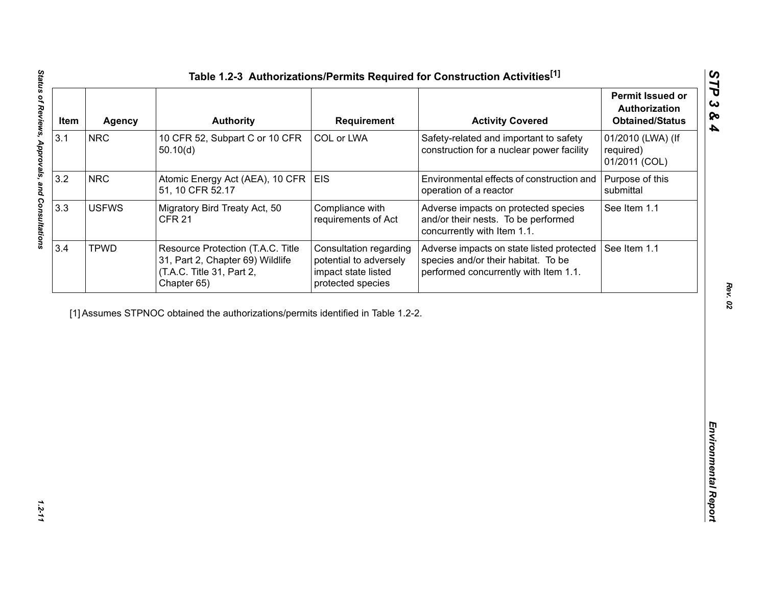# Table 1.2-3 Authorizations/Permits Required for Construction Activities[1]

| Item | Agency | Authority | Requirement | Activity Covered | Permit Issued or Authorization Obtained/Status |
|---|---|---|---|---|---|
| 3.1 | NRC | 10 CFR 52, Subpart C or 10 CFR 50.10(d) | COL or LWA | Safety-related and important to safety construction for a nuclear power facility | 01/2010 (LWA) (If required) 01/2011 (COL) |
| 3.2 | NRC | Atomic Energy Act (AEA), 10 CFR 51, 10 CFR 52.17 | EIS | Environmental effects of construction and operation of a reactor | Purpose of this submittal |
| 3.3 | USFWS | Migratory Bird Treaty Act, 50 CFR 21 | Compliance with requirements of Act | Adverse impacts on protected species and/or their nests. To be performed concurrently with Item 1.1. | See Item 1.1 |
| 3.4 | TPWD | Resource Protection (T.A.C. Title 31, Part 2, Chapter 69) Wildlife (T.A.C. Title 31, Part 2, Chapter 65) | Consultation regarding potential to adversely impact state listed protected species | Adverse impacts on state listed protected species and/or their habitat. To be performed concurrently with Item 1.1. | See Item 1.1 |

[1] Assumes STPNOC obtained the authorizations/permits identified in Table 1.2-2.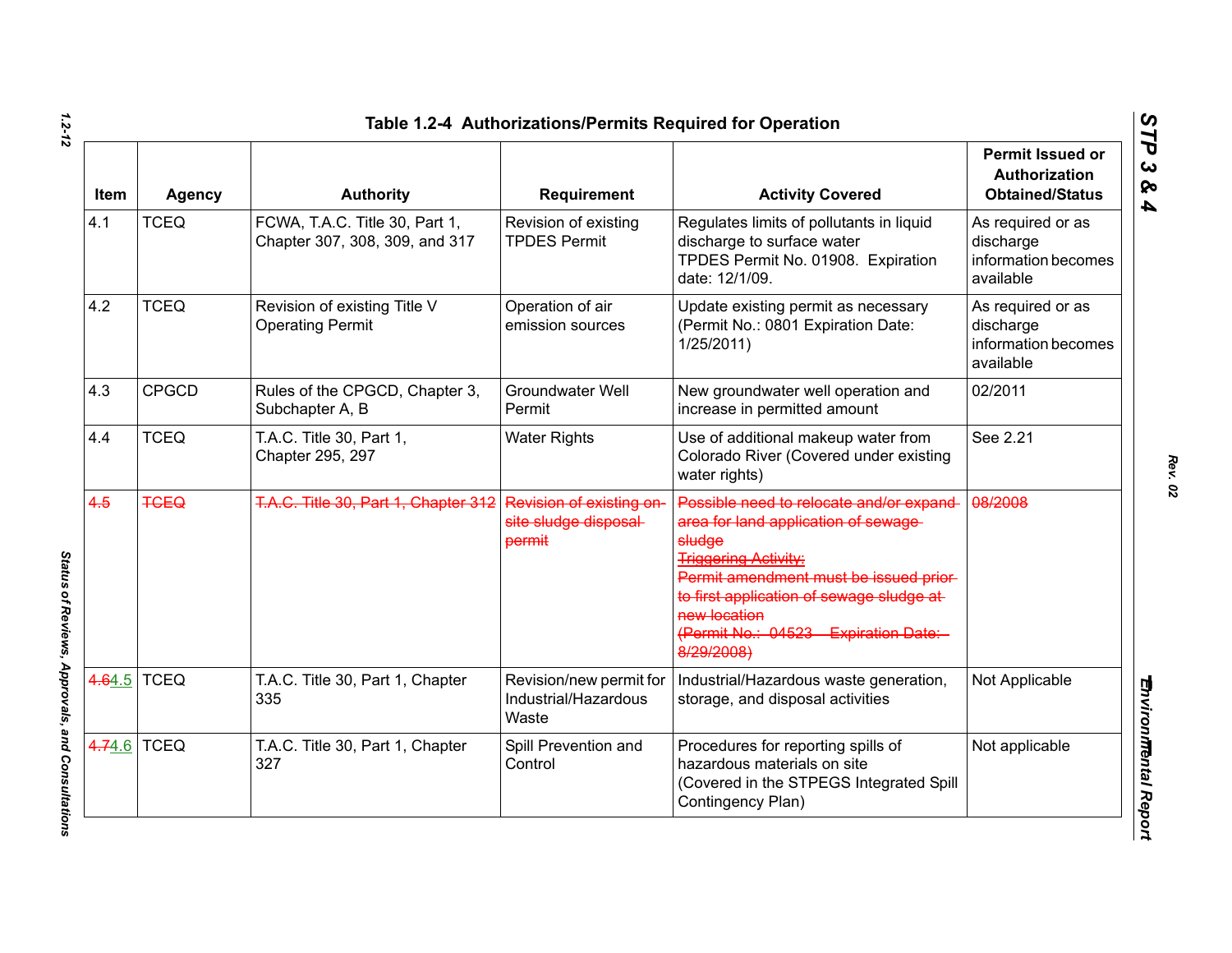**Table 1.2-4 Authorizations/Permits Required for Operation**

| Item | Agency | Authority | Requirement | Activity Covered | Permit Issued or Authorization Obtained/Status |
|---|---|---|---|---|---|
| 4.1 | TCEQ | FCWA, T.A.C. Title 30, Part 1, Chapter 307, 308, 309, and 317 | Revision of existing TPDES Permit | Regulates limits of pollutants in liquid discharge to surface water TPDES Permit No. 01908. Expiration date: 12/1/09. | As required or as discharge information becomes available |
| 4.2 | TCEQ | Revision of existing Title V Operating Permit | Operation of air emission sources | Update existing permit as necessary (Permit No.: 0801 Expiration Date: 1/25/2011) | As required or as discharge information becomes available |
| 4.3 | CPGCD | Rules of the CPGCD, Chapter 3, Subchapter A, B | Groundwater Well Permit | New groundwater well operation and increase in permitted amount | 02/2011 |
| 4.4 | TCEQ | T.A.C. Title 30, Part 1, Chapter 295, 297 | Water Rights | Use of additional makeup water from Colorado River (Covered under existing water rights) | See 2.21 |
| ~~4.5~~ | ~~TCEQ~~ | ~~T.A.C. Title 30, Part 1, Chapter 312~~ | ~~Revision of existing on-site sludge disposal permit~~ | ~~Possible need to relocate and/or expand area for land application of sewage sludge~~ ~~Triggering Activity:~~ ~~Permit amendment must be issued prior to first application of sewage sludge at new location~~ ~~(Permit No.: 04523 – Expiration Date: 8/29/2008)~~ | ~~08/2008~~ |
| ~~4.6~~4.5 | TCEQ | T.A.C. Title 30, Part 1, Chapter 335 | Revision/new permit for Industrial/Hazardous Waste | Industrial/Hazardous waste generation, storage, and disposal activities | Not Applicable |
| ~~4.7~~4.6 | TCEQ | T.A.C. Title 30, Part 1, Chapter 327 | Spill Prevention and Control | Procedures for reporting spills of hazardous materials on site (Covered in the STPEGS Integrated Spill Contingency Plan) | Not applicable |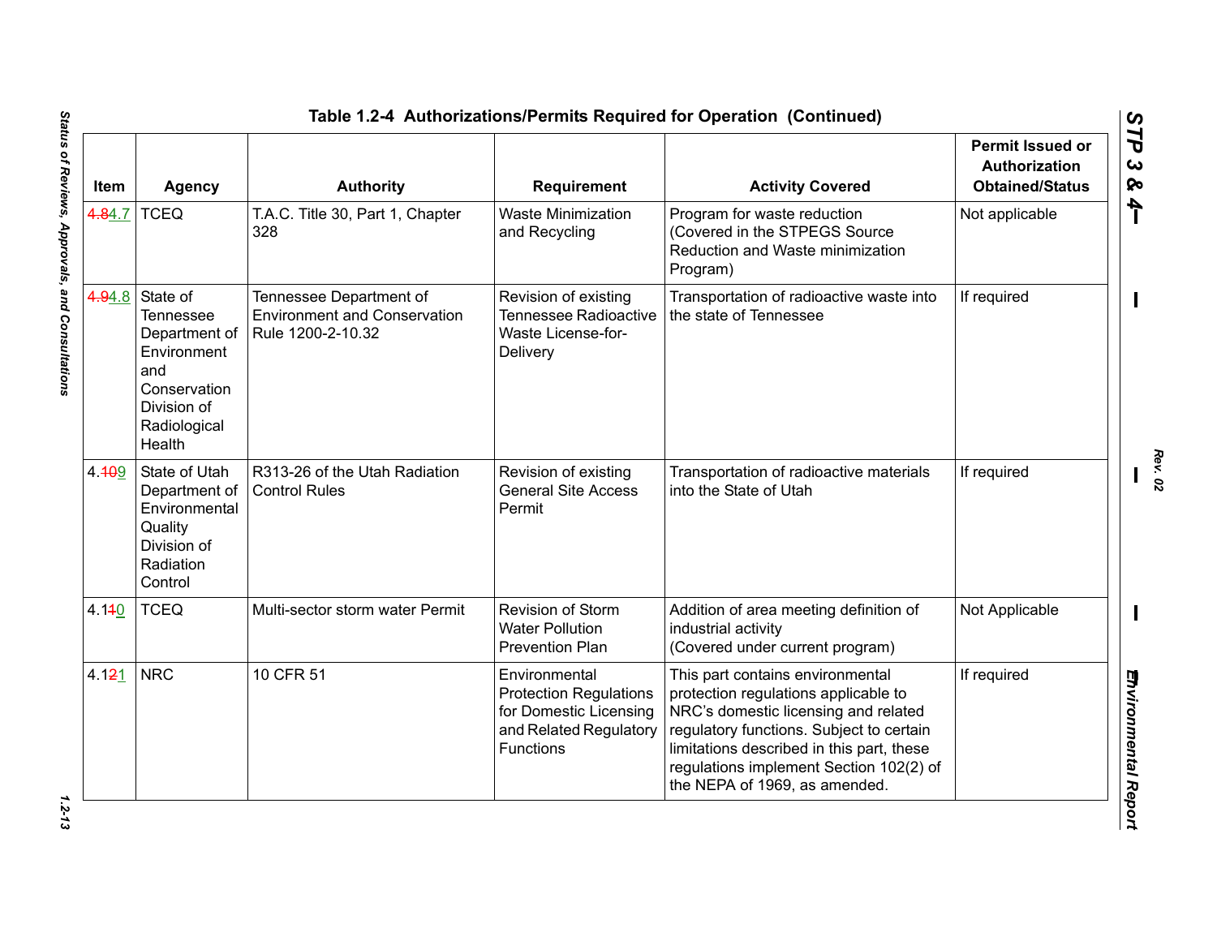## Table 1.2-4 Authorizations/Permits Required for Operation (Continued)

| Item | Agency | Authority | Requirement | Activity Covered | Permit Issued or Authorization Obtained/Status |
|---|---|---|---|---|---|
| ~~4.8~~4.7 | TCEQ | T.A.C. Title 30, Part 1, Chapter 328 | Waste Minimization and Recycling | Program for waste reduction (Covered in the STPEGS Source Reduction and Waste minimization Program) | Not applicable |
| ~~4.9~~4.8 | State of Tennessee Department of Environment and Conservation Division of Radiological Health | Tennessee Department of Environment and Conservation Rule 1200-2-10.32 | Revision of existing Tennessee Radioactive Waste License-for-Delivery | Transportation of radioactive waste into the state of Tennessee | If required |
| 4.~~10~~9 | State of Utah Department of Environmental Quality Division of Radiation Control | R313-26 of the Utah Radiation Control Rules | Revision of existing General Site Access Permit | Transportation of radioactive materials into the State of Utah | If required |
| 4.1~~1~~0 | TCEQ | Multi-sector storm water Permit | Revision of Storm Water Pollution Prevention Plan | Addition of area meeting definition of industrial activity (Covered under current program) | Not Applicable |
| 4.1~~2~~1 | NRC | 10 CFR 51 | Environmental Protection Regulations for Domestic Licensing and Related Regulatory Functions | This part contains environmental protection regulations applicable to NRC's domestic licensing and related regulatory functions. Subject to certain limitations described in this part, these regulations implement Section 102(2) of the NEPA of 1969, as amended. | If required |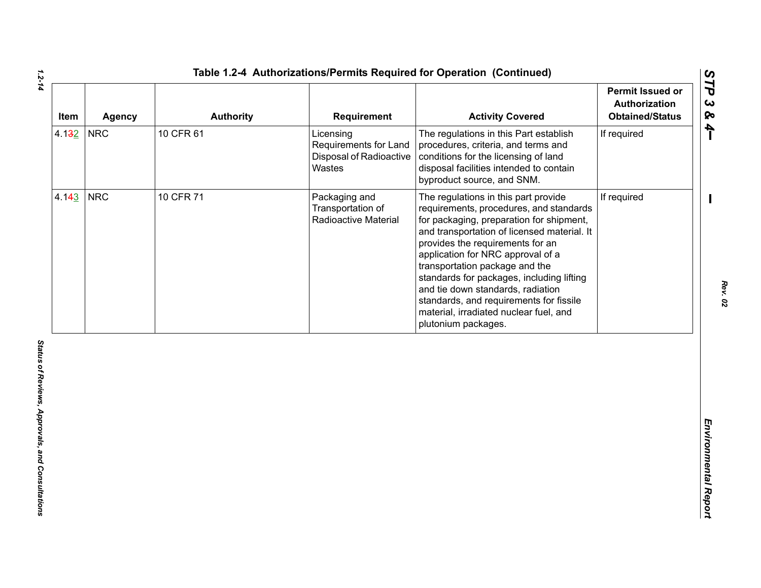## Table 1.2-4 Authorizations/Permits Required for Operation (Continued)

| Item | Agency | Authority | Requirement | Activity Covered | Permit Issued or Authorization Obtained/Status |
|---|---|---|---|---|---|
| 4.132 | NRC | 10 CFR 61 | Licensing Requirements for Land Disposal of Radioactive Wastes | The regulations in this Part establish procedures, criteria, and terms and conditions for the licensing of land disposal facilities intended to contain byproduct source, and SNM. | If required |
| 4.143 | NRC | 10 CFR 71 | Packaging and Transportation of Radioactive Material | The regulations in this part provide requirements, procedures, and standards for packaging, preparation for shipment, and transportation of licensed material. It provides the requirements for an application for NRC approval of a transportation package and the standards for packages, including lifting and tie down standards, radiation standards, and requirements for fissile material, irradiated nuclear fuel, and plutonium packages. | If required |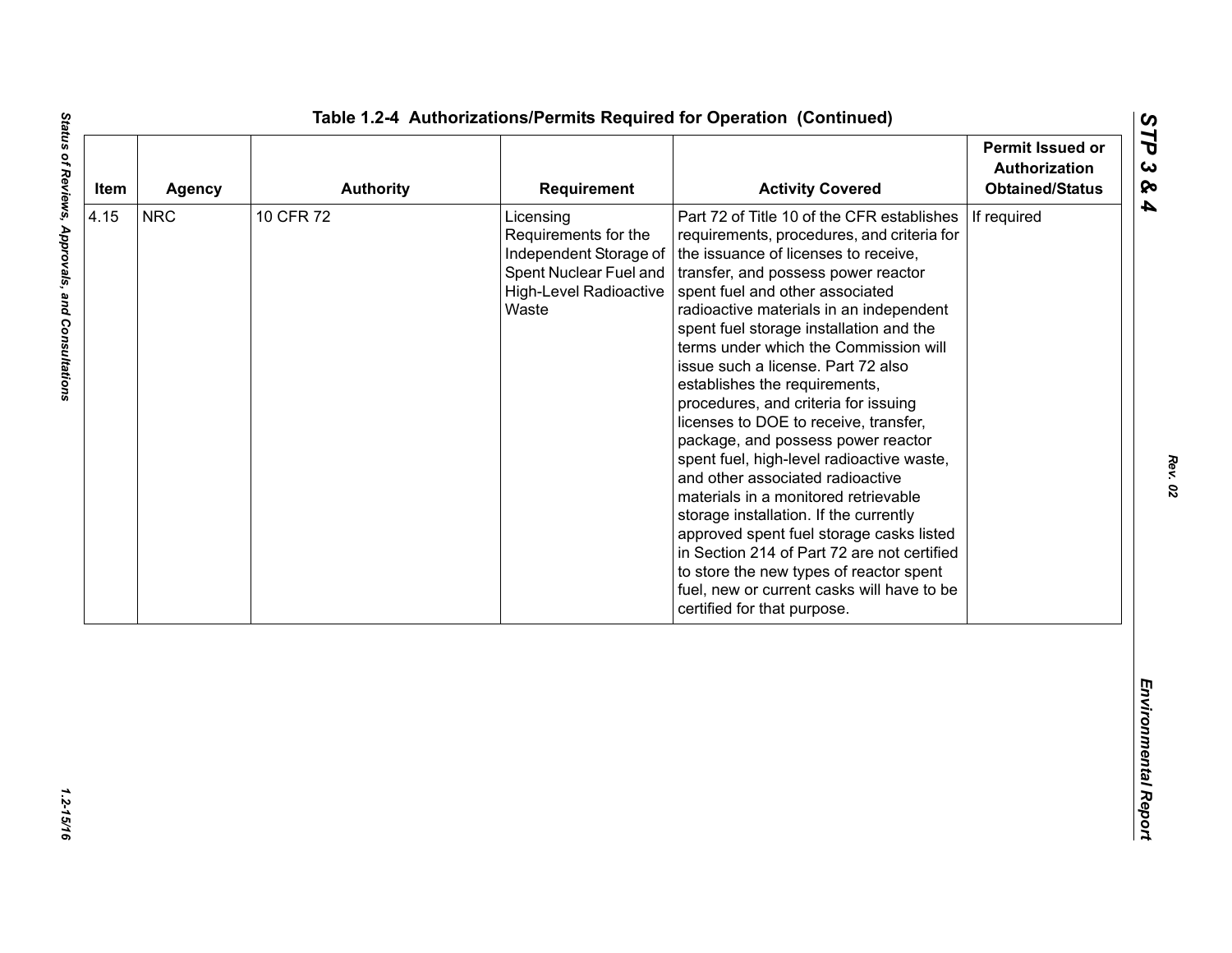Table 1.2-4 Authorizations/Permits Required for Operation (Continued)

| Item | Agency | Authority | Requirement | Activity Covered | Permit Issued or Authorization Obtained/Status |
|---|---|---|---|---|---|
| 4.15 | NRC | 10 CFR 72 | Licensing Requirements for the Independent Storage of Spent Nuclear Fuel and High-Level Radioactive Waste | Part 72 of Title 10 of the CFR establishes requirements, procedures, and criteria for the issuance of licenses to receive, transfer, and possess power reactor spent fuel and other associated radioactive materials in an independent spent fuel storage installation and the terms under which the Commission will issue such a license. Part 72 also establishes the requirements, procedures, and criteria for issuing licenses to DOE to receive, transfer, package, and possess power reactor spent fuel, high-level radioactive waste, and other associated radioactive materials in a monitored retrievable storage installation. If the currently approved spent fuel storage casks listed in Section 214 of Part 72 are not certified to store the new types of reactor spent fuel, new or current casks will have to be certified for that purpose. | If required |